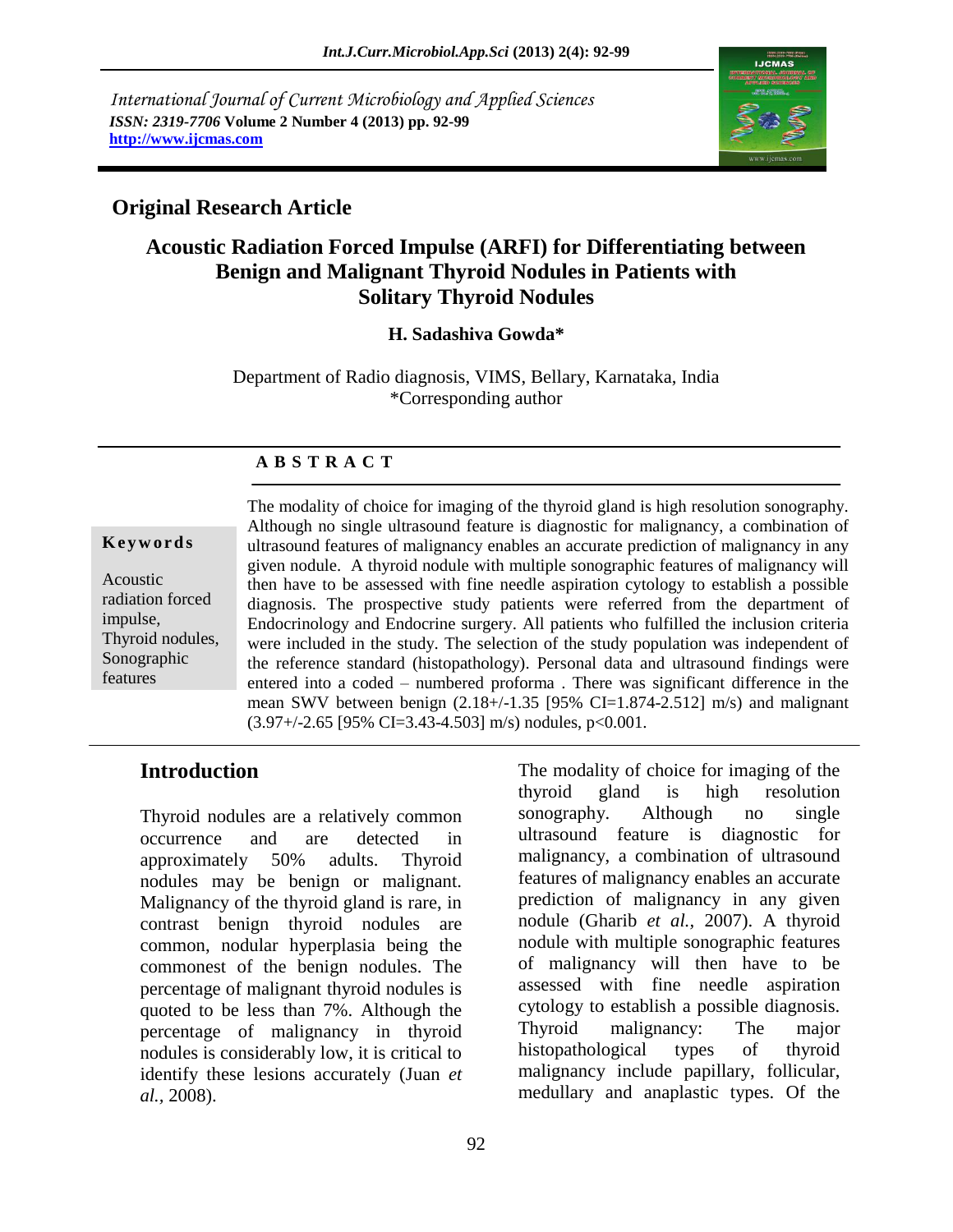International Journal of Current Microbiology and Applied Sciences
*ISSN: 2319-7706* **Volume 2 Number 4 (2013) pp. 92-99**
**http://www.ijcmas.com**

## Original Research Article

# Acoustic Radiation Forced Impulse (ARFI) for Differentiating between Benign and Malignant Thyroid Nodules in Patients with Solitary Thyroid Nodules

**H. Sadashiva Gowda***

Department of Radio diagnosis, VIMS, Bellary, Karnataka, India
*Corresponding author

## A B S T R A C T

**Keywords**

Acoustic radiation forced impulse, Thyroid nodules, Sonographic features

The modality of choice for imaging of the thyroid gland is high resolution sonography. Although no single ultrasound feature is diagnostic for malignancy, a combination of ultrasound features of malignancy enables an accurate prediction of malignancy in any given nodule. A thyroid nodule with multiple sonographic features of malignancy will then have to be assessed with fine needle aspiration cytology to establish a possible diagnosis. The prospective study patients were referred from the department of Endocrinology and Endocrine surgery. All patients who fulfilled the inclusion criteria were included in the study. The selection of the study population was independent of the reference standard (histopathology). Personal data and ultrasound findings were entered into a coded – numbered proforma . There was significant difference in the mean SWV between benign (2.18+/-1.35 [95% CI=1.874-2.512] m/s) and malignant (3.97+/-2.65 [95% CI=3.43-4.503] m/s) nodules, $p<0.001$.

## Introduction

Thyroid nodules are a relatively common occurrence and are detected in approximately 50% adults. Thyroid nodules may be benign or malignant. Malignancy of the thyroid gland is rare, in contrast benign thyroid nodules are common, nodular hyperplasia being the commonest of the benign nodules. The percentage of malignant thyroid nodules is quoted to be less than 7%. Although the percentage of malignancy in thyroid nodules is considerably low, it is critical to identify these lesions accurately (Juan *et al.,* 2008).

The modality of choice for imaging of the thyroid gland is high resolution sonography. Although no single ultrasound feature is diagnostic for malignancy, a combination of ultrasound features of malignancy enables an accurate prediction of malignancy in any given nodule (Gharib *et al.,* 2007). A thyroid nodule with multiple sonographic features of malignancy will then have to be assessed with fine needle aspiration cytology to establish a possible diagnosis. Thyroid malignancy: The major histopathological types of thyroid malignancy include papillary, follicular, medullary and anaplastic types. Of the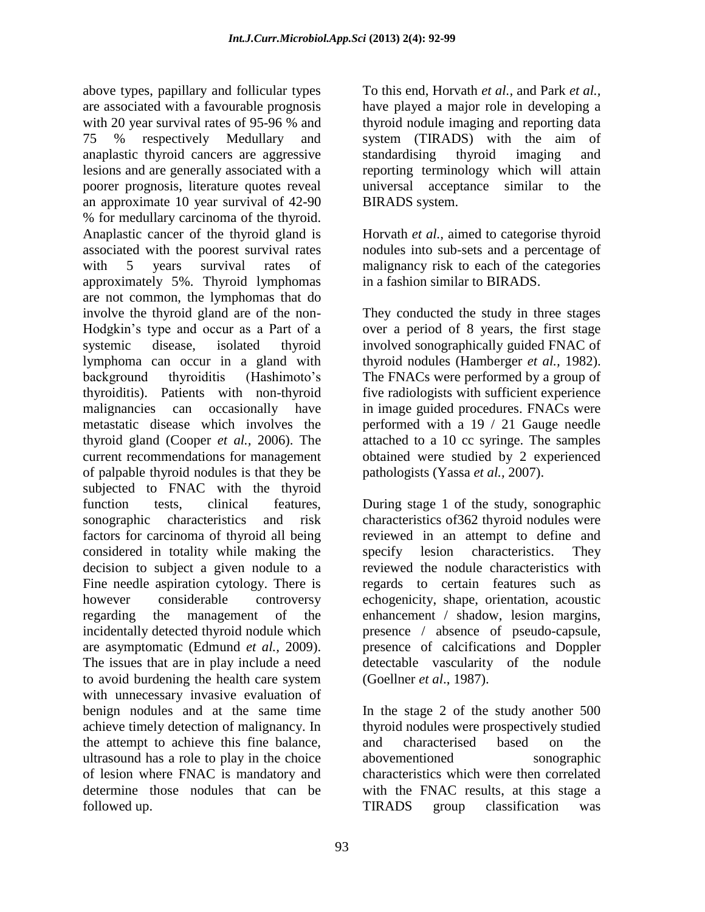above types, papillary and follicular types are associated with a favourable prognosis with 20 year survival rates of 95-96 % and 75 % respectively Medullary and anaplastic thyroid cancers are aggressive lesions and are generally associated with a poorer prognosis, literature quotes reveal an approximate 10 year survival of 42-90 % for medullary carcinoma of the thyroid. Anaplastic cancer of the thyroid gland is associated with the poorest survival rates with 5 years survival rates of approximately 5%. Thyroid lymphomas are not common, the lymphomas that do involve the thyroid gland are of the non-Hodgkin's type and occur as a Part of a systemic disease, isolated thyroid lymphoma can occur in a gland with background thyroiditis (Hashimoto's thyroiditis). Patients with non-thyroid malignancies can occasionally have metastatic disease which involves the thyroid gland (Cooper *et al.,* 2006). The current recommendations for management of palpable thyroid nodules is that they be subjected to FNAC with the thyroid function tests, clinical features, sonographic characteristics and risk factors for carcinoma of thyroid all being considered in totality while making the decision to subject a given nodule to a Fine needle aspiration cytology. There is however considerable controversy regarding the management of the incidentally detected thyroid nodule which are asymptomatic (Edmund *et al.,* 2009). The issues that are in play include a need to avoid burdening the health care system with unnecessary invasive evaluation of benign nodules and at the same time achieve timely detection of malignancy. In the attempt to achieve this fine balance, ultrasound has a role to play in the choice of lesion where FNAC is mandatory and determine those nodules that can be followed up.

To this end, Horvath *et al.,* and Park *et al.,* have played a major role in developing a thyroid nodule imaging and reporting data system (TIRADS) with the aim of standardising thyroid imaging and reporting terminology which will attain universal acceptance similar to the BIRADS system.

Horvath *et al.,* aimed to categorise thyroid nodules into sub-sets and a percentage of malignancy risk to each of the categories in a fashion similar to BIRADS.

They conducted the study in three stages over a period of 8 years, the first stage involved sonographically guided FNAC of thyroid nodules (Hamberger *et al.,* 1982). The FNACs were performed by a group of five radiologists with sufficient experience in image guided procedures. FNACs were performed with a 19 / 21 Gauge needle attached to a 10 cc syringe. The samples obtained were studied by 2 experienced pathologists (Yassa *et al.,* 2007).

During stage 1 of the study, sonographic characteristics of362 thyroid nodules were reviewed in an attempt to define and specify lesion characteristics. They reviewed the nodule characteristics with regards to certain features such as echogenicity, shape, orientation, acoustic enhancement / shadow, lesion margins, presence / absence of pseudo-capsule, presence of calcifications and Doppler detectable vascularity of the nodule (Goellner *et al*., 1987).

In the stage 2 of the study another 500 thyroid nodules were prospectively studied and characterised based on the abovementioned sonographic characteristics which were then correlated with the FNAC results, at this stage a TIRADS group classification was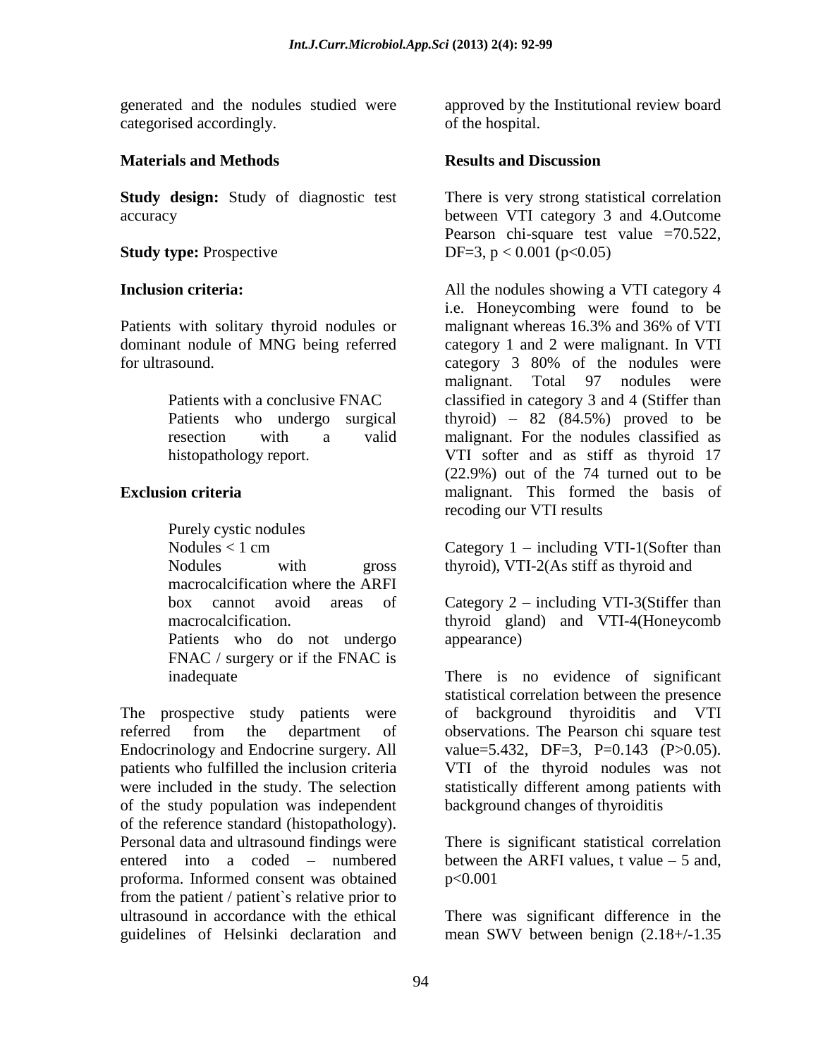generated and the nodules studied were categorised accordingly.

## Materials and Methods

**Study design:** Study of diagnostic test accuracy

**Study type:** Prospective

**Inclusion criteria:**

Patients with solitary thyroid nodules or dominant nodule of MNG being referred for ultrasound.

- Patients with a conclusive FNAC
- Patients who undergo surgical resection with a valid histopathology report.

**Exclusion criteria**

- Purely cystic nodules
- Nodules < 1 cm
- Nodules with gross macrocalcification where the ARFI box cannot avoid areas of macrocalcification.
- Patients who do not undergo FNAC / surgery or if the FNAC is inadequate

The prospective study patients were referred from the department of Endocrinology and Endocrine surgery. All patients who fulfilled the inclusion criteria were included in the study. The selection of the study population was independent of the reference standard (histopathology). Personal data and ultrasound findings were entered into a coded – numbered proforma. Informed consent was obtained from the patient / patient`s relative prior to ultrasound in accordance with the ethical guidelines of Helsinki declaration and approved by the Institutional review board of the hospital.

## Results and Discussion

There is very strong statistical correlation between VTI category 3 and 4.Outcome Pearson chi-square test value =70.522, DF=3, $p < 0.001$ ($p<0.05$)

All the nodules showing a VTI category 4 i.e. Honeycombing were found to be malignant whereas 16.3% and 36% of VTI category 1 and 2 were malignant. In VTI category 3 80% of the nodules were malignant. Total 97 nodules were classified in category 3 and 4 (Stiffer than thyroid) – 82 (84.5%) proved to be malignant. For the nodules classified as VTI softer and as stiff as thyroid 17 (22.9%) out of the 74 turned out to be malignant. This formed the basis of recoding our VTI results

Category 1 – including VTI-1(Softer than thyroid), VTI-2(As stiff as thyroid and

Category 2 – including VTI-3(Stiffer than thyroid gland) and VTI-4(Honeycomb appearance)

There is no evidence of significant statistical correlation between the presence of background thyroiditis and VTI observations. The Pearson chi square test value=5.432, DF=3, P=0.143 (P>0.05). VTI of the thyroid nodules was not statistically different among patients with background changes of thyroiditis

There is significant statistical correlation between the ARFI values, t value – 5 and, $p<0.001$

There was significant difference in the mean SWV between benign (2.18+/-1.35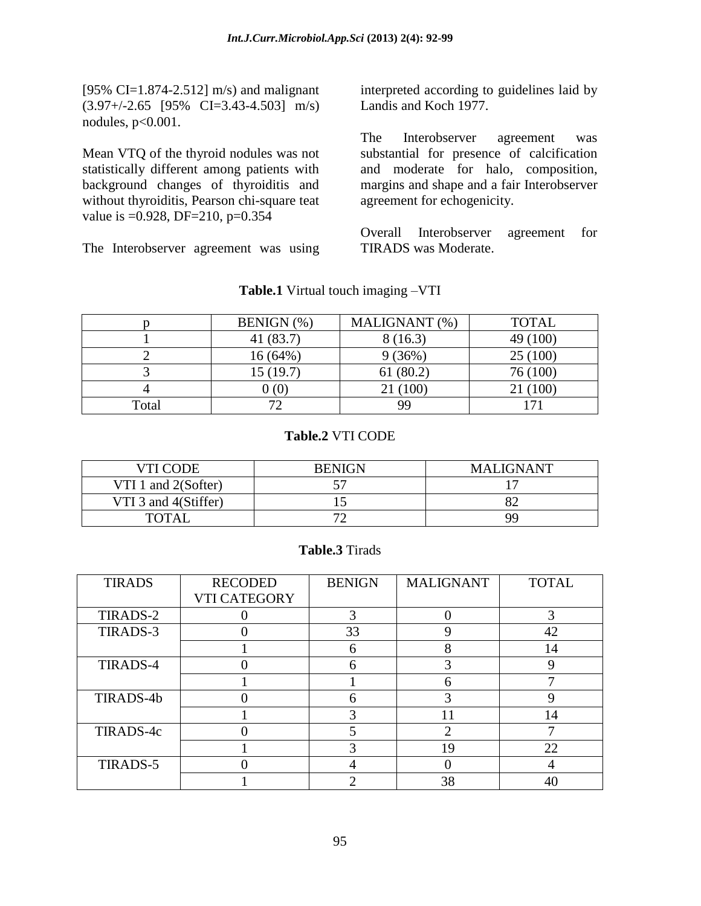[95% CI=1.874-2.512] m/s) and malignant (3.97+/-2.65 [95% CI=3.43-4.503] m/s) nodules, $p<0.001$.

Mean VTQ of the thyroid nodules was not statistically different among patients with background changes of thyroiditis and without thyroiditis, Pearson chi-square teat value is =0.928, DF=210, p=0.354

The Interobserver agreement was using interpreted according to guidelines laid by Landis and Koch 1977.

The Interobserver agreement was substantial for presence of calcification and moderate for halo, composition, margins and shape and a fair Interobserver agreement for echogenicity.

Overall Interobserver agreement for TIRADS was Moderate.

**Table.1** Virtual touch imaging –VTI

| p | BENIGN (%) | MALIGNANT (%) | TOTAL |
|---|---|---|---|
| 1 | 41 (83.7) | 8 (16.3) | 49 (100) |
| 2 | 16 (64%) | 9 (36%) | 25 (100) |
| 3 | 15 (19.7) | 61 (80.2) | 76 (100) |
| 4 | 0 (0) | 21 (100) | 21 (100) |
| Total | 72 | 99 | 171 |

**Table.2** VTI CODE

| VTI CODE | BENIGN | MALIGNANT |
|---|---|---|
| VTI 1 and 2(Softer) | 57 | 17 |
| VTI 3 and 4(Stiffer) | 15 | 82 |
| TOTAL | 72 | 99 |

**Table.3** Tirads

| TIRADS | RECODED VTI CATEGORY | BENIGN | MALIGNANT | TOTAL |
|---|---|---|---|---|
| TIRADS-2 | 0 | 3 | 0 | 3 |
| TIRADS-3 | 0 | 33 | 9 | 42 |
| | 1 | 6 | 8 | 14 |
| TIRADS-4 | 0 | 6 | 3 | 9 |
| | 1 | 1 | 6 | 7 |
| TIRADS-4b | 0 | 6 | 3 | 9 |
| | 1 | 3 | 11 | 14 |
| TIRADS-4c | 0 | 5 | 2 | 7 |
| | 1 | 3 | 19 | 22 |
| TIRADS-5 | 0 | 4 | 0 | 4 |
| | 1 | 2 | 38 | 40 |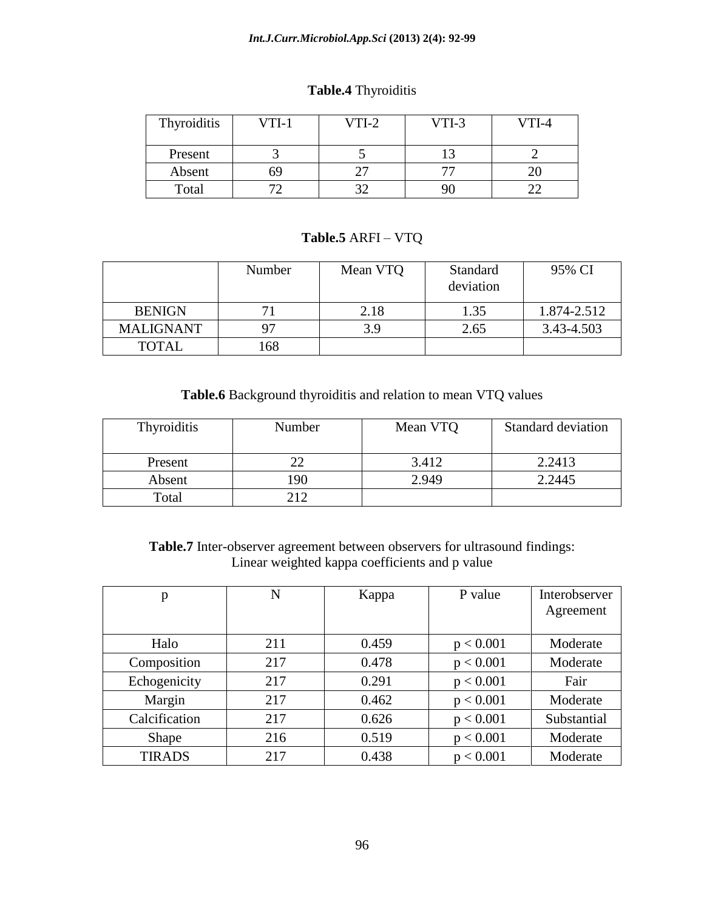**Table.4** Thyroiditis

| Thyroiditis | VTI-1 | VTI-2 | VTI-3 | VTI-4 |
|---|---|---|---|---|
| Present | 3 | 5 | 13 | 2 |
| Absent | 69 | 27 | 77 | 20 |
| Total | 72 | 32 | 90 | 22 |

**Table.5** ARFI – VTQ

| | Number | Mean VTQ | Standard deviation | 95% CI |
|---|---|---|---|---|
| BENIGN | 71 | 2.18 | 1.35 | 1.874-2.512 |
| MALIGNANT | 97 | 3.9 | 2.65 | 3.43-4.503 |
| TOTAL | 168 | | | |

**Table.6** Background thyroiditis and relation to mean VTQ values

| Thyroiditis | Number | Mean VTQ | Standard deviation |
|---|---|---|---|
| Present | 22 | 3.412 | 2.2413 |
| Absent | 190 | 2.949 | 2.2445 |
| Total | 212 | | |

**Table.7** Inter-observer agreement between observers for ultrasound findings: Linear weighted kappa coefficients and p value

| p | N | Kappa | P value | Interobserver Agreement |
|---|---|---|---|---|
| Halo | 211 | 0.459 | $p < 0.001$ | Moderate |
| Composition | 217 | 0.478 | $p < 0.001$ | Moderate |
| Echogenicity | 217 | 0.291 | $p < 0.001$ | Fair |
| Margin | 217 | 0.462 | $p < 0.001$ | Moderate |
| Calcification | 217 | 0.626 | $p < 0.001$ | Substantial |
| Shape | 216 | 0.519 | $p < 0.001$ | Moderate |
| TIRADS | 217 | 0.438 | $p < 0.001$ | Moderate |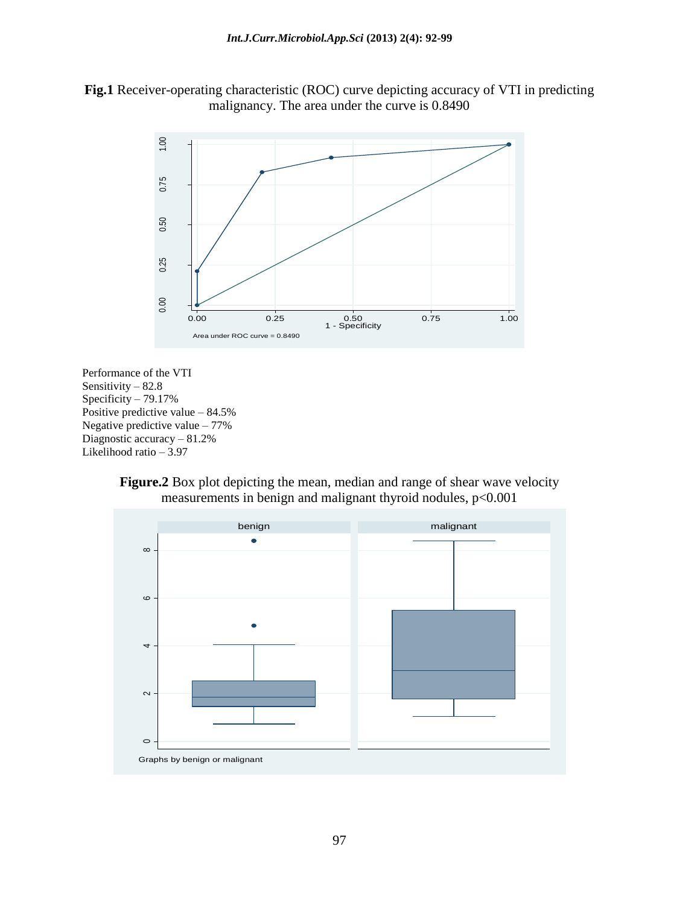**Fig.1** Receiver-operating characteristic (ROC) curve depicting accuracy of VTI in predicting malignancy. The area under the curve is 0.8490

Performance of the VTI
Sensitivity – 82.8
Specificity – 79.17%
Positive predictive value – 84.5%
Negative predictive value – 77%
Diagnostic accuracy – 81.2%
Likelihood ratio – 3.97

**Figure.2** Box plot depicting the mean, median and range of shear wave velocity measurements in benign and malignant thyroid nodules, $p<0.001$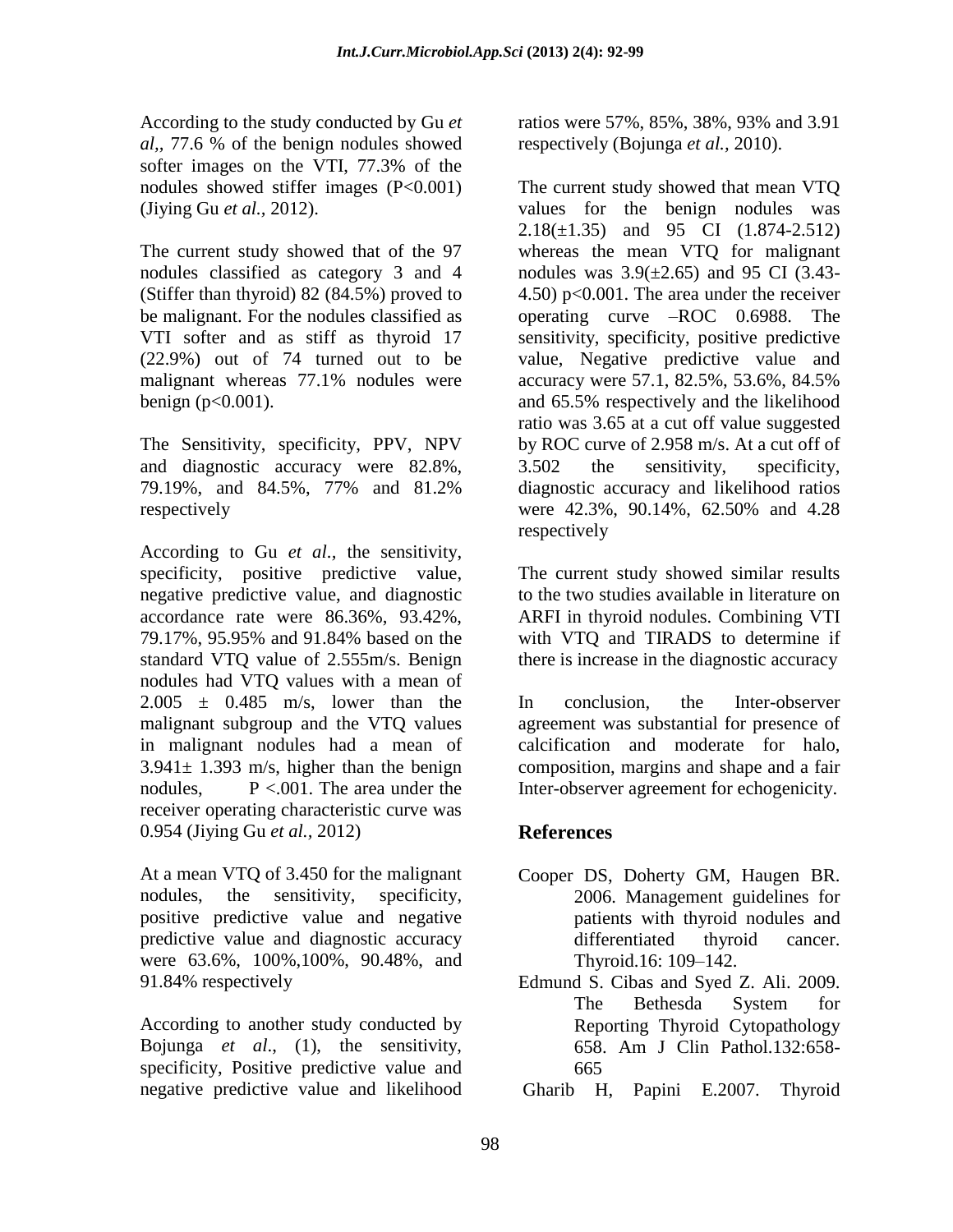According to the study conducted by Gu *et al,,* 77.6 % of the benign nodules showed softer images on the VTI, 77.3% of the nodules showed stiffer images (P<0.001) (Jiying Gu *et al.,* 2012).

The current study showed that of the 97 nodules classified as category 3 and 4 (Stiffer than thyroid) 82 (84.5%) proved to be malignant. For the nodules classified as VTI softer and as stiff as thyroid 17 (22.9%) out of 74 turned out to be malignant whereas 77.1% nodules were benign (p<0.001).

The Sensitivity, specificity, PPV, NPV and diagnostic accuracy were 82.8%, 79.19%, and 84.5%, 77% and 81.2% respectively

According to Gu *et al.,* the sensitivity, specificity, positive predictive value, negative predictive value, and diagnostic accordance rate were 86.36%, 93.42%, 79.17%, 95.95% and 91.84% based on the standard VTQ value of 2.555m/s. Benign nodules had VTQ values with a mean of 2.005 ± 0.485 m/s, lower than the malignant subgroup and the VTQ values in malignant nodules had a mean of 3.941± 1.393 m/s, higher than the benign nodules, P <.001. The area under the receiver operating characteristic curve was 0.954 (Jiying Gu *et al.,* 2012)

At a mean VTQ of 3.450 for the malignant nodules, the sensitivity, specificity, positive predictive value and negative predictive value and diagnostic accuracy were 63.6%, 100%,100%, 90.48%, and 91.84% respectively

According to another study conducted by Bojunga *et al*., (1), the sensitivity, specificity, Positive predictive value and negative predictive value and likelihood ratios were 57%, 85%, 38%, 93% and 3.91 respectively (Bojunga *et al.,* 2010).

The current study showed that mean VTQ values for the benign nodules was 2.18(±1.35) and 95 CI (1.874-2.512) whereas the mean VTQ for malignant nodules was 3.9(±2.65) and 95 CI (3.43-4.50) p<0.001. The area under the receiver operating curve –ROC 0.6988. The sensitivity, specificity, positive predictive value, Negative predictive value and accuracy were 57.1, 82.5%, 53.6%, 84.5% and 65.5% respectively and the likelihood ratio was 3.65 at a cut off value suggested by ROC curve of 2.958 m/s. At a cut off of 3.502 the sensitivity, specificity, diagnostic accuracy and likelihood ratios were 42.3%, 90.14%, 62.50% and 4.28 respectively

The current study showed similar results to the two studies available in literature on ARFI in thyroid nodules. Combining VTI with VTQ and TIRADS to determine if there is increase in the diagnostic accuracy

In conclusion, the Inter-observer agreement was substantial for presence of calcification and moderate for halo, composition, margins and shape and a fair Inter-observer agreement for echogenicity.

## References

Cooper DS, Doherty GM, Haugen BR. 2006. Management guidelines for patients with thyroid nodules and differentiated thyroid cancer. Thyroid.16: 109–142.

Edmund S. Cibas and Syed Z. Ali. 2009. The Bethesda System for Reporting Thyroid Cytopathology 658. Am J Clin Pathol.132:658-665

Gharib H, Papini E.2007. Thyroid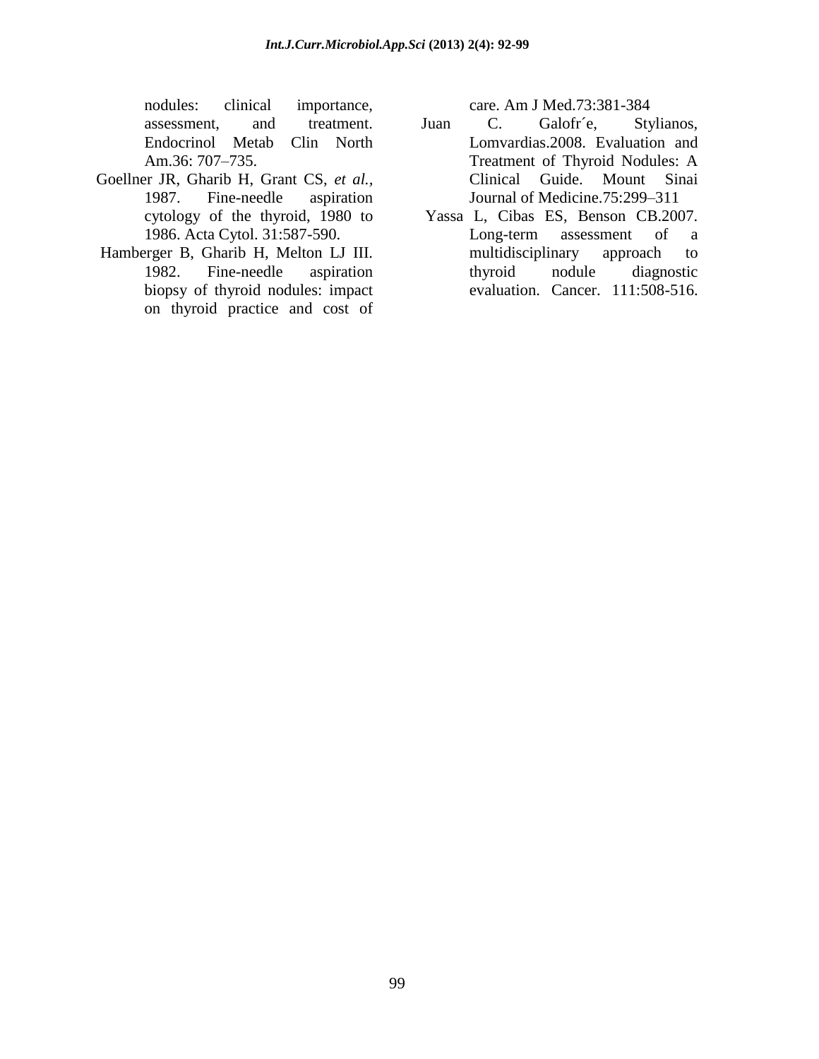nodules: clinical importance, assessment, and treatment. Endocrinol Metab Clin North Am.36: 707–735.

Goellner JR, Gharib H, Grant CS, *et al.*, 1987. Fine-needle aspiration cytology of the thyroid, 1980 to 1986. Acta Cytol. 31:587-590.

Hamberger B, Gharib H, Melton LJ III. 1982. Fine-needle aspiration biopsy of thyroid nodules: impact on thyroid practice and cost of care. Am J Med.73:381-384

Juan C. Galofr´e, Stylianos, Lomvardias.2008. Evaluation and Treatment of Thyroid Nodules: A Clinical Guide. Mount Sinai Journal of Medicine.75:299–311

Yassa L, Cibas ES, Benson CB.2007. Long-term assessment of a multidisciplinary approach to thyroid nodule diagnostic evaluation. Cancer. 111:508-516.